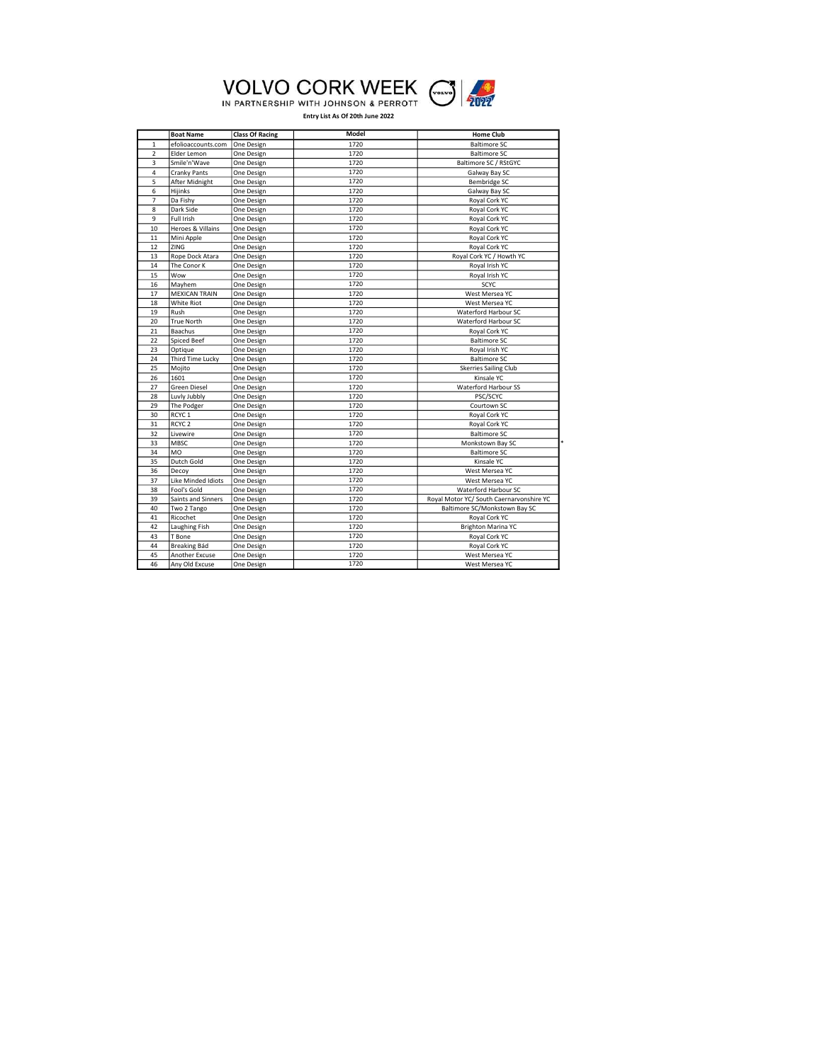# VOLVO CORK WEEK

IN PARTNERSHIP WITH JOHNSON & PERROTT

**Entry List As Of 20th June 2022**

| | Boat Name | Class Of Racing | Model | Home Club |
|---|---|---|---|---|
| 1 | efolioaccounts.com | One Design | 1720 | Baltimore SC |
| 2 | Elder Lemon | One Design | 1720 | Baltimore SC |
| 3 | Smile'n'Wave | One Design | 1720 | Baltimore SC / RStGYC |
| 4 | Cranky Pants | One Design | 1720 | Galway Bay SC |
| 5 | After Midnight | One Design | 1720 | Bembridge SC |
| 6 | Hijinks | One Design | 1720 | Galway Bay SC |
| 7 | Da Fishy | One Design | 1720 | Royal Cork YC |
| 8 | Dark Side | One Design | 1720 | Royal Cork YC |
| 9 | Full Irish | One Design | 1720 | Royal Cork YC |
| 10 | Heroes & Villains | One Design | 1720 | Royal Cork YC |
| 11 | Mini Apple | One Design | 1720 | Royal Cork YC |
| 12 | ZING | One Design | 1720 | Royal Cork YC |
| 13 | Rope Dock Atara | One Design | 1720 | Royal Cork YC / Howth YC |
| 14 | The Conor K | One Design | 1720 | Royal Irish YC |
| 15 | Wow | One Design | 1720 | Royal Irish YC |
| 16 | Mayhem | One Design | 1720 | SCYC |
| 17 | MEXICAN TRAIN | One Design | 1720 | West Mersea YC |
| 18 | White Riot | One Design | 1720 | West Mersea YC |
| 19 | Rush | One Design | 1720 | Waterford Harbour SC |
| 20 | True North | One Design | 1720 | Waterford Harbour SC |
| 21 | Baachus | One Design | 1720 | Royal Cork YC |
| 22 | Spiced Beef | One Design | 1720 | Baltimore SC |
| 23 | Optique | One Design | 1720 | Royal Irish YC |
| 24 | Third Time Lucky | One Design | 1720 | Baltimore SC |
| 25 | Mojito | One Design | 1720 | Skerries Sailing Club |
| 26 | 1601 | One Design | 1720 | Kinsale YC |
| 27 | Green Diesel | One Design | 1720 | Waterford Harbour SS |
| 28 | Luvly Jubbly | One Design | 1720 | PSC/SCYC |
| 29 | The Podger | One Design | 1720 | Courtown SC |
| 30 | RCYC 1 | One Design | 1720 | Royal Cork YC |
| 31 | RCYC 2 | One Design | 1720 | Royal Cork YC |
| 32 | Livewire | One Design | 1720 | Baltimore SC |
| 33 | MBSC | One Design | 1720 | Monkstown Bay SC * |
| 34 | MO | One Design | 1720 | Baltimore SC |
| 35 | Dutch Gold | One Design | 1720 | Kinsale YC |
| 36 | Decoy | One Design | 1720 | West Mersea YC |
| 37 | Like Minded Idiots | One Design | 1720 | West Mersea YC |
| 38 | Fool's Gold | One Design | 1720 | Waterford Harbour SC |
| 39 | Saints and Sinners | One Design | 1720 | Royal Motor YC/ South Caernarvonshire YC |
| 40 | Two 2 Tango | One Design | 1720 | Baltimore SC/Monkstown Bay SC |
| 41 | Ricochet | One Design | 1720 | Royal Cork YC |
| 42 | Laughing Fish | One Design | 1720 | Brighton Marina YC |
| 43 | T Bone | One Design | 1720 | Royal Cork YC |
| 44 | Breaking Bád | One Design | 1720 | Royal Cork YC |
| 45 | Another Excuse | One Design | 1720 | West Mersea YC |
| 46 | Any Old Excuse | One Design | 1720 | West Mersea YC |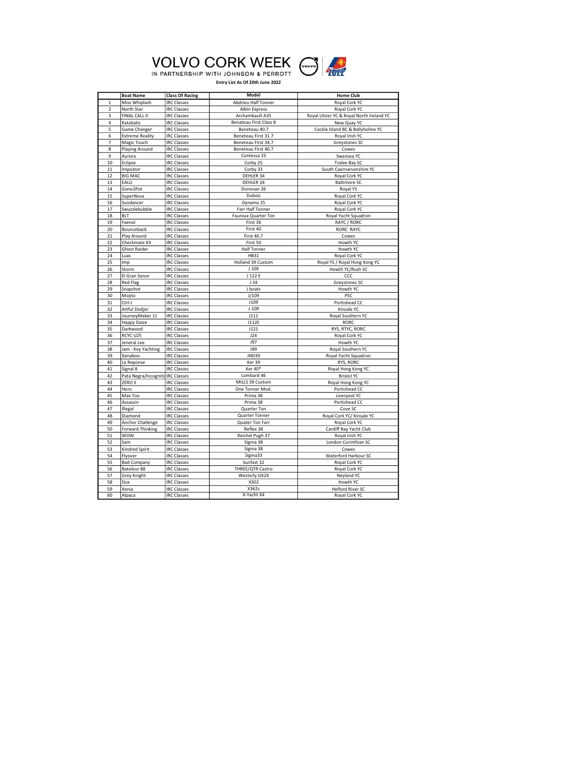# VOLVO CORK WEEK

IN PARTNERSHIP WITH JOHNSON & PERROTT

**Entry List As Of 20th June 2022**

| | Boat Name | Class Of Racing | Model | Home Club |
|---|---|---|---|---|
| 1 | Miss Whiplash | IRC Classes | Abdrieu Half Tonner | Royal Cork YC |
| 2 | North Star | IRC Classes | Albin Express | Royal Cork YC |
| 3 | FINAL CALL II | IRC Classes | Archambault A35 | Royal Ulster YC & Royal North Ireland YC |
| 4 | Katabatic | IRC Classes | Benateau First Class 8 | New Quay YC |
| 5 | Game Changer | IRC Classes | Beneteau 40.7 | Cockle Island BC & Ballyholme YC |
| 6 | Extreme Reality | IRC Classes | Beneteau First 31.7 | Royal Irish YC |
| 7 | Magic Touch | IRC Classes | Beneteau First 34.7 | Greystones SC |
| 8 | Playing Around | IRC Classes | Beneteau First 40.7 | Cowes |
| 9 | Aurora | IRC Classes | Contessa 33 | Swansea YC |
| 10 | Eclipse | IRC Classes | Corby 25 | Tralee Bay SC |
| 11 | Impostor | IRC Classes | Corby 33 | South Caernarvonshire YC |
| 12 | BIG MAC | IRC Classes | DEHLER 34 | Royal Cork YC |
| 13 | EALU | IRC Classes | DEHLER 34 | Baltimore SC |
| 14 | Gone2Pot | IRC Classes | Donovan 26 | Royal YS |
| 15 | SuperNova | IRC Classes | Dubois | Royal Cork YC |
| 16 | Sundancer | IRC Classes | Dynamo 25 | Royal Cork YC |
| 17 | Swuzzlebubble | IRC Classes | Farr Half Tonner | Royal Cork YC |
| 18 | BLT | IRC Classes | Fauroux Quarter Ton | Royal Yacht Squadron |
| 19 | Faenol | IRC Classes | First 36 | RAYC / RORC |
| 20 | Bounceback | IRC Classes | First 40 | RORC RAYC |
| 21 | Play Around | IRC Classes | First 40.7 | Cowes |
| 22 | Checkmate XX | IRC Classes | First 50 | Howth YC |
| 23 | Ghost Raider | IRC Classes | Half Tonner | Howth YC |
| 24 | Luas | IRC Classes | HB31 | Royal Cork YC |
| 25 | Imp | IRC Classes | Holland 39 Custom | Royal YS / Royal Hong Kong YC |
| 26 | Storm | IRC Classes | J 109 | Howth YC/Rush SC |
| 27 | El Gran Senor | IRC Classes | J 122 E | CCC |
| 28 | Red Flag | IRC Classes | J 24 | Greystones SC |
| 29 | Snapshot | IRC Classes | J boats | Howth YC |
| 30 | Mojito | IRC Classes | J/109 | PSC |
| 31 | Ctrl-J | IRC Classes | J109 | Portishead CC |
| 32 | Artful Dodjer | IRC Classes | J-109 | Kinsale YC |
| 33 | JourneyMaker 11 | IRC Classes | J111 | Royal Southern YC |
| 34 | Happy Daize | IRC Classes | J112E | RORC |
| 35 | Darkwood | IRC Classes | J121 | RYS, RTYC, RORC |
| 36 | RCYC U25 | IRC Classes | J24 | Royal Cork YC |
| 37 | Jeneral Lee | IRC Classes | J97 | Howth YC |
| 38 | Jam - Key Yachting | IRC Classes | J99 | Royal Southern YC |
| 39 | Xanaboo | IRC Classes | JND39 | Royal Yacht Squadron |
| 40 | La Reponse | IRC Classes | Ker 39 | RYS, RORC |
| 41 | Signal 8 | IRC Classes | Ker 40* | Royal Hong Kong YC |
| 42 | Pata Negra/Incognito | IRC Classes | Lombard 46 | Bristol YC |
| 43 | ZERO II | IRC Classes | MILLS 39 Custom | Royal Hong Kong YC |
| 44 | Hero | IRC Classes | One Tonner Mod. | Portishead CC |
| 45 | Max Too | IRC Classes | Prima 38 | Liverpool YC |
| 46 | Assassin | IRC Classes | Prima 38 | Portishead CC |
| 47 | Illegal | IRC Classes | Quarter Ton | Cove SC |
| 48 | Diamond | IRC Classes | Quarter Tonner | Royal Cork YC/ Kinsale YC |
| 49 | Anchor Challenge | IRC Classes | Quater Ton Farr | Royal Cork YC |
| 50 | Forward Thinking | IRC Classes | Reflex 38 | Cardiff Bay Yacht Club |
| 51 | WOW | IRC Classes | Reichel Pugh 37 | Royal Irish YC |
| 52 | Sam | IRC Classes | Sigma 38 | London Corinthian SC |
| 53 | Kindred Spirit | IRC Classes | Sigma 38 | Cowes |
| 54 | Flyover | IRC Classes | Sigma33 | Waterford Harbour SC |
| 55 | Bad Company | IRC Classes | Sunfast 32 | Royal Cork YC |
| 56 | Bateleur 88 | IRC Classes | THREE/QTR Castro | Royal Cork YC |
| 57 | Grey Knight | IRC Classes | Westerly GK24 | Neyland YC |
| 58 | Dux | IRC Classes | X302 | Howth YC |
| 59 | Xenia | IRC Classes | X362s | Helford River SC |
| 60 | Alpaca | IRC Classes | X-Yacht X4 | Royal Cork YC |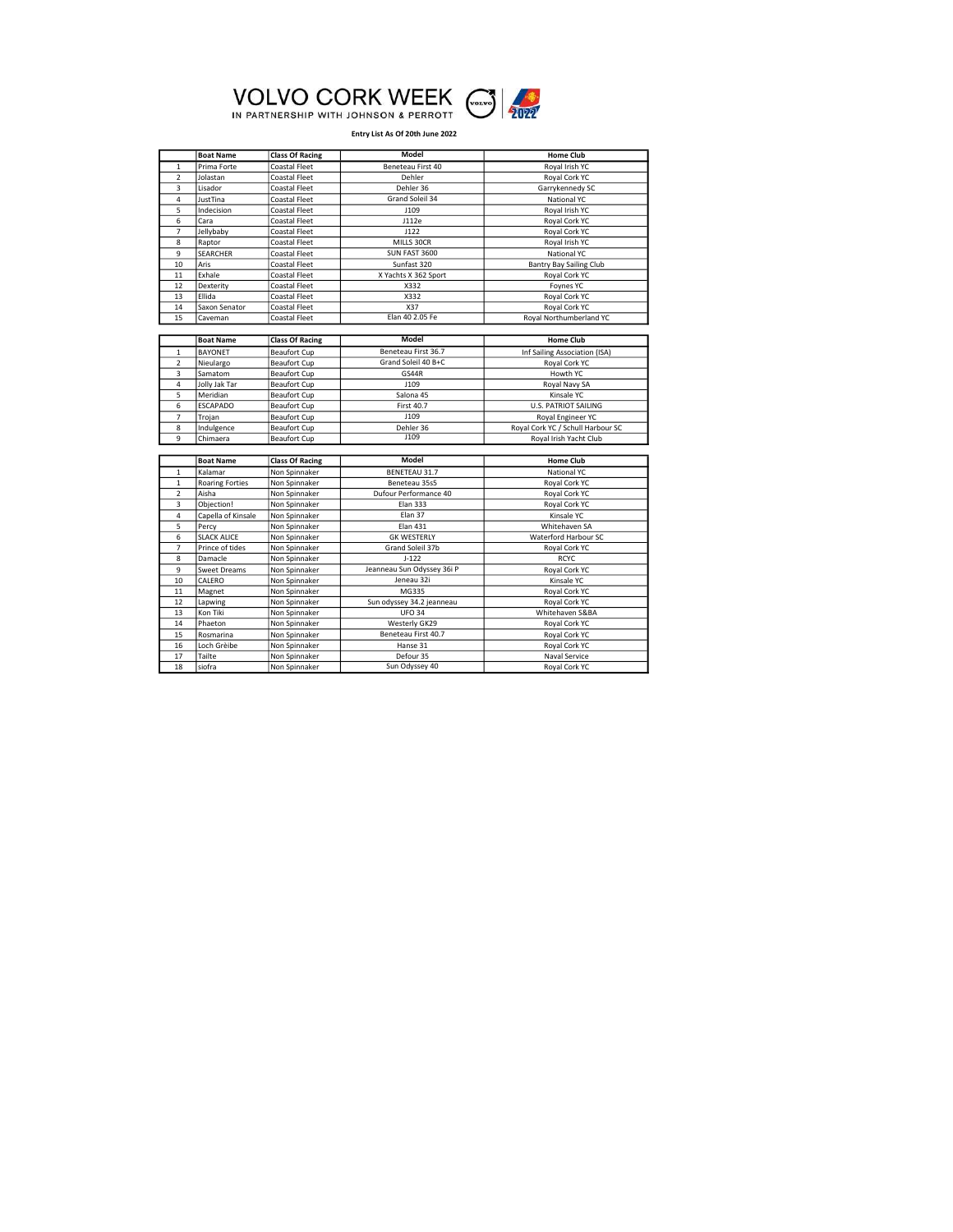# VOLVO CORK WEEK

IN PARTNERSHIP WITH JOHNSON & PERROTT

**Entry List As Of 20th June 2022**

| | Boat Name | Class Of Racing | Model | Home Club |
|---|---|---|---|---|
| 1 | Prima Forte | Coastal Fleet | Beneteau First 40 | Royal Irish YC |
| 2 | Jolastan | Coastal Fleet | Dehler | Royal Cork YC |
| 3 | Lisador | Coastal Fleet | Dehler 36 | Garrykennedy SC |
| 4 | JustTina | Coastal Fleet | Grand Soleil 34 | National YC |
| 5 | Indecision | Coastal Fleet | J109 | Royal Irish YC |
| 6 | Cara | Coastal Fleet | J112e | Royal Cork YC |
| 7 | Jellybaby | Coastal Fleet | J122 | Royal Cork YC |
| 8 | Raptor | Coastal Fleet | MILLS 30CR | Royal Irish YC |
| 9 | SEARCHER | Coastal Fleet | SUN FAST 3600 | National YC |
| 10 | Aris | Coastal Fleet | Sunfast 320 | Bantry Bay Sailing Club |
| 11 | Exhale | Coastal Fleet | X Yachts X 362 Sport | Royal Cork YC |
| 12 | Dexterity | Coastal Fleet | X332 | Foynes YC |
| 13 | Ellida | Coastal Fleet | X332 | Royal Cork YC |
| 14 | Saxon Senator | Coastal Fleet | X37 | Royal Cork YC |
| 15 | Caveman | Coastal Fleet | Elan 40 2.05 Fe | Royal Northumberland YC |

| | Boat Name | Class Of Racing | Model | Home Club |
|---|---|---|---|---|
| 1 | BAYONET | Beaufort Cup | Beneteau First 36.7 | Inf Sailing Association (ISA) |
| 2 | Nieulargo | Beaufort Cup | Grand Soleil 40 B+C | Royal Cork YC |
| 3 | Samatom | Beaufort Cup | GS44R | Howth YC |
| 4 | Jolly Jak Tar | Beaufort Cup | J109 | Royal Navy SA |
| 5 | Meridian | Beaufort Cup | Salona 45 | Kinsale YC |
| 6 | ESCAPADO | Beaufort Cup | First 40.7 | U.S. PATRIOT SAILING |
| 7 | Trojan | Beaufort Cup | J109 | Royal Engineer YC |
| 8 | Indulgence | Beaufort Cup | Dehler 36 | Royal Cork YC / Schull Harbour SC |
| 9 | Chimaera | Beaufort Cup | J109 | Royal Irish Yacht Club |

| | Boat Name | Class Of Racing | Model | Home Club |
|---|---|---|---|---|
| 1 | Kalamar | Non Spinnaker | BENETEAU 31.7 | National YC |
| 1 | Roaring Forties | Non Spinnaker | Beneteau 35s5 | Royal Cork YC |
| 2 | Aisha | Non Spinnaker | Dufour Performance 40 | Royal Cork YC |
| 3 | Objection! | Non Spinnaker | Elan 333 | Royal Cork YC |
| 4 | Capella of Kinsale | Non Spinnaker | Elan 37 | Kinsale YC |
| 5 | Percy | Non Spinnaker | Elan 431 | Whitehaven SA |
| 6 | SLACK ALICE | Non Spinnaker | GK WESTERLY | Waterford Harbour SC |
| 7 | Prince of tides | Non Spinnaker | Grand Soleil 37b | Royal Cork YC |
| 8 | Damacle | Non Spinnaker | J-122 | RCYC |
| 9 | Sweet Dreams | Non Spinnaker | Jeanneau Sun Odyssey 36i P | Royal Cork YC |
| 10 | CALERO | Non Spinnaker | Jeneau 32i | Kinsale YC |
| 11 | Magnet | Non Spinnaker | MG335 | Royal Cork YC |
| 12 | Lapwing | Non Spinnaker | Sun odyssey 34.2 jeanneau | Royal Cork YC |
| 13 | Kon Tiki | Non Spinnaker | UFO 34 | Whitehaven S&BA |
| 14 | Phaeton | Non Spinnaker | Westerly GK29 | Royal Cork YC |
| 15 | Rosmarina | Non Spinnaker | Beneteau First 40.7 | Royal Cork YC |
| 16 | Loch Grèibe | Non Spinnaker | Hanse 31 | Royal Cork YC |
| 17 | Tailte | Non Spinnaker | Defour 35 | Naval Service |
| 18 | siofra | Non Spinnaker | Sun Odyssey 40 | Royal Cork YC |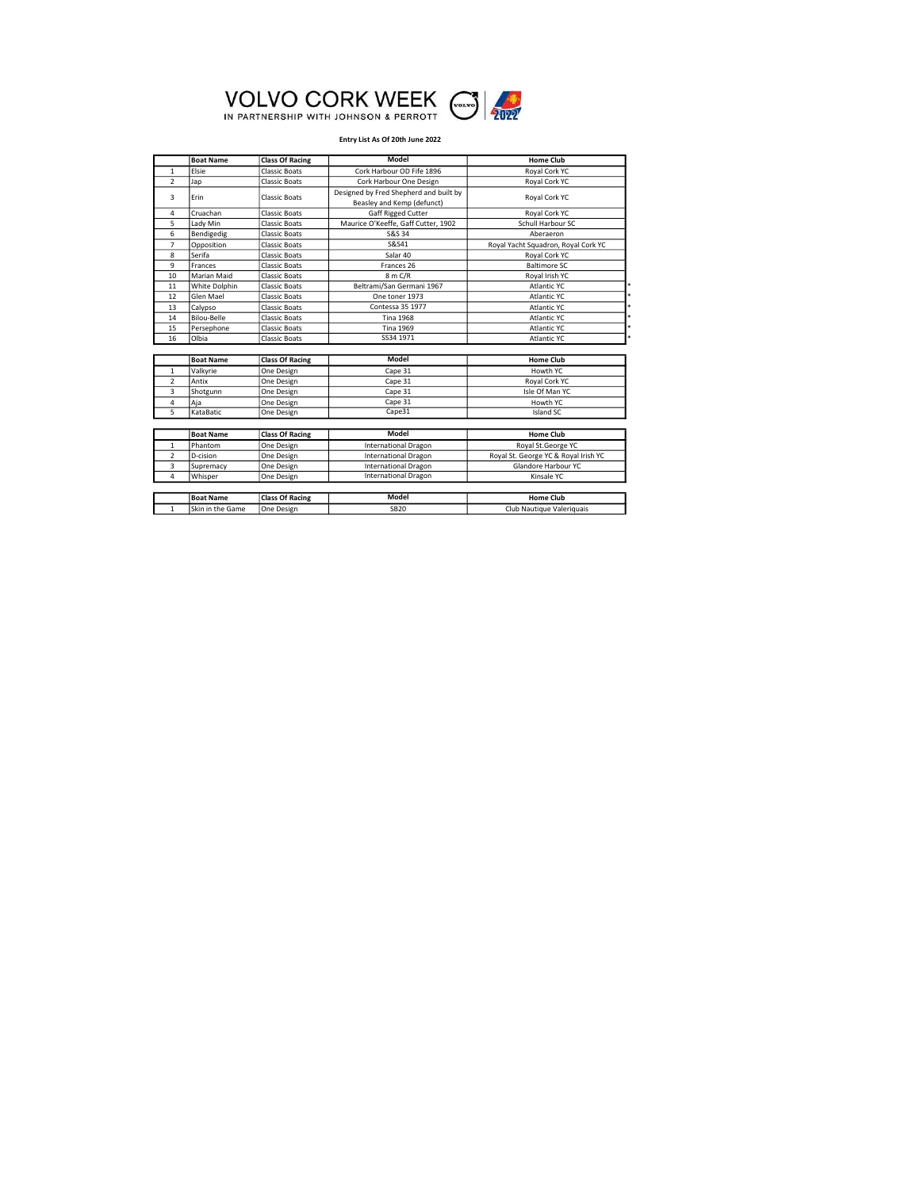# VOLVO CORK WEEK

IN PARTNERSHIP WITH JOHNSON & PERROTT

**Entry List As Of 20th June 2022**

| | Boat Name | Class Of Racing | Model | Home Club | |
|---|---|---|---|---|---|
| 1 | Elsie | Classic Boats | Cork Harbour OD Fife 1896 | Royal Cork YC | |
| 2 | Jap | Classic Boats | Cork Harbour One Design | Royal Cork YC | |
| 3 | Erin | Classic Boats | Designed by Fred Shepherd and built by Beasley and Kemp (defunct) | Royal Cork YC | |
| 4 | Cruachan | Classic Boats | Gaff Rigged Cutter | Royal Cork YC | |
| 5 | Lady Min | Classic Boats | Maurice O'Keeffe, Gaff Cutter, 1902 | Schull Harbour SC | |
| 6 | Bendigedig | Classic Boats | S&S 34 | Aberaeron | |
| 7 | Opposition | Classic Boats | S&S41 | Royal Yacht Squadron, Royal Cork YC | |
| 8 | Serifa | Classic Boats | Salar 40 | Royal Cork YC | |
| 9 | Frances | Classic Boats | Frances 26 | Baltimore SC | |
| 10 | Marian Maid | Classic Boats | 8 m C/R | Royal Irish YC | |
| 11 | White Dolphin | Classic Boats | Beltrami/San Germani 1967 | Atlantic YC | * |
| 12 | Glen Mael | Classic Boats | One toner 1973 | Atlantic YC | * |
| 13 | Calypso | Classic Boats | Contessa 35 1977 | Atlantic YC | * |
| 14 | Bilou-Belle | Classic Boats | Tina 1968 | Atlantic YC | * |
| 15 | Persephone | Classic Boats | Tina 1969 | Atlantic YC | * |
| 16 | Olbia | Classic Boats | SS34 1971 | Atlantic YC | * |

| | Boat Name | Class Of Racing | Model | Home Club |
|---|---|---|---|---|
| 1 | Valkyrie | One Design | Cape 31 | Howth YC |
| 2 | Antix | One Design | Cape 31 | Royal Cork YC |
| 3 | Shotgunn | One Design | Cape 31 | Isle Of Man YC |
| 4 | Aja | One Design | Cape 31 | Howth YC |
| 5 | KataBatic | One Design | Cape31 | Island SC |

| | Boat Name | Class Of Racing | Model | Home Club |
|---|---|---|---|---|
| 1 | Phantom | One Design | International Dragon | Royal St.George YC |
| 2 | D-cision | One Design | International Dragon | Royal St. George YC & Royal Irish YC |
| 3 | Supremacy | One Design | International Dragon | Glandore Harbour YC |
| 4 | Whisper | One Design | International Dragon | Kinsale YC |

| | Boat Name | Class Of Racing | Model | Home Club |
|---|---|---|---|---|
| 1 | Skin in the Game | One Design | SB20 | Club Nautique Valeriquais |